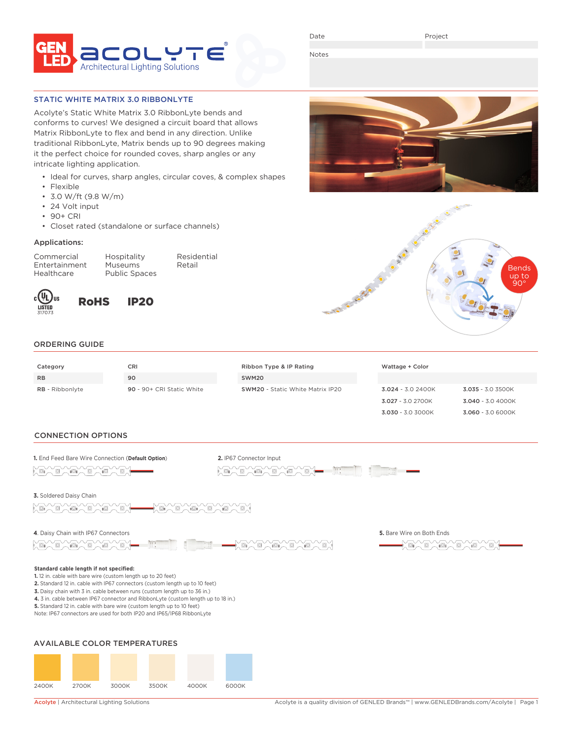Date

Project

Notes

## STATIC WHITE MATRIX 3.0 RIBBONLYTE

Acolyte's Static White Matrix 3.0 RibbonLyte bends and conforms to curves! We designed a circuit board that allows Matrix RibbonLyte to flex and bend in any direction. Unlike traditional RibbonLyte, Matrix bends up to 90 degrees making it the perfect choice for rounded coves, sharp angles or any intricate lighting application.

- Ideal for curves, sharp angles, circular coves, & complex shapes
- Flexible
- 3.0 W/ft (9.8 W/m)
- 24 Volt input
- 90+ CRI
- Closet rated (standalone or surface channels)

### Applications:

Commercial
Entertainment
Healthcare
Hospitality
Museums
Public Spaces
Residential
Retail

LISTED 317073

RoHS

IP20

Bends up to 90°

## ORDERING GUIDE

| Category | CRI | Ribbon Type & IP Rating | Wattage + Color | |
|---|---|---|---|---|
| RB | 90 | SWM20 | | |
| **RB** - Ribbonlyte | **90** - 90+ CRI Static White | **SWM20** - Static White Matrix IP20 | **3.024** - 3.0 2400K | **3.035** - 3.0 3500K |
| | | | **3.027** - 3.0 2700K | **3.040** - 3.0 4000K |
| | | | **3.030** - 3.0 3000K | **3.060** - 3.0 6000K |

## CONNECTION OPTIONS

**1.** End Feed Bare Wire Connection (**Default Option**)

**2.** IP67 Connector Input

**3.** Soldered Daisy Chain

**4.** Daisy Chain with IP67 Connectors

**5.** Bare Wire on Both Ends

**Standard cable length if not specified:**

**1.** 12 in. cable with bare wire (custom length up to 20 feet)
**2.** Standard 12 in. cable with IP67 connectors (custom length up to 10 feet)
**3.** Daisy chain with 3 in. cable between runs (custom length up to 36 in.)
**4.** 3 in. cable between IP67 connector and RibbonLyte (custom length up to 18 in.)
**5.** Standard 12 in. cable with bare wire (custom length up to 10 feet)
Note: IP67 connectors are used for both IP20 and IP65/IP68 RibbonLyte

## AVAILABLE COLOR TEMPERATURES

2400K   2700K   3000K   3500K   4000K   6000K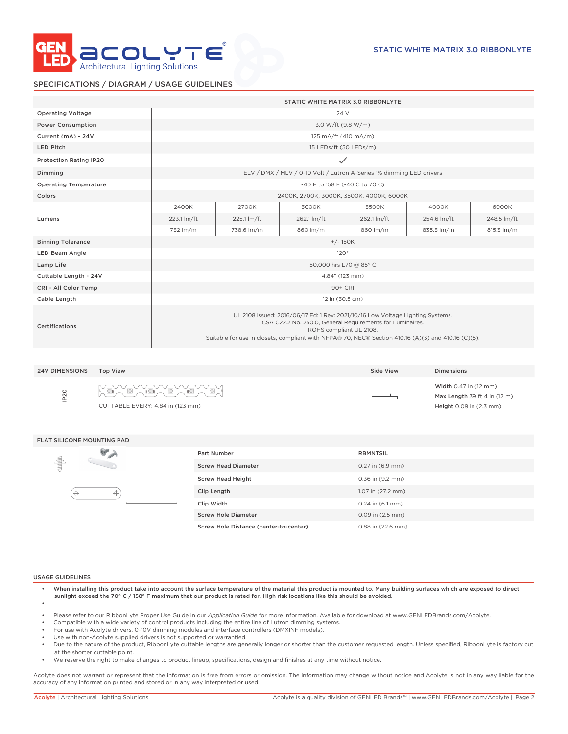## SPECIFICATIONS / DIAGRAM / USAGE GUIDELINES

STATIC WHITE MATRIX 3.0 RIBBONLYTE

| | STATIC WHITE MATRIX 3.0 RIBBONLYTE | | | | | |
|---|---|---|---|---|---|---|
| Operating Voltage | 24 V | | | | | |
| Power Consumption | 3.0 W/ft (9.8 W/m) | | | | | |
| Current (mA) - 24V | 125 mA/ft (410 mA/m) | | | | | |
| LED Pitch | 15 LEDs/ft (50 LEDs/m) | | | | | |
| Protection Rating IP20 | ✓ | | | | | |
| Dimming | ELV / DMX / MLV / 0-10 Volt / Lutron A-Series 1% dimming LED drivers | | | | | |
| Operating Temperature | -40 F to 158 F (-40 C to 70 C) | | | | | |
| Colors | 2400K, 2700K, 3000K, 3500K, 4000K, 6000K | | | | | |
| Lumens | 2400K | 2700K | 3000K | 3500K | 4000K | 6000K |
| | 223.1 lm/ft | 225.1 lm/ft | 262.1 lm/ft | 262.1 lm/ft | 254.6 lm/ft | 248.5 lm/ft |
| | 732 lm/m | 738.6 lm/m | 860 lm/m | 860 lm/m | 835.3 lm/m | 815.3 lm/m |
| Binning Tolerance | +/- 150K | | | | | |
| LED Beam Angle | 120° | | | | | |
| Lamp Life | 50,000 hrs L70 @ 85° C | | | | | |
| Cuttable Length - 24V | 4.84" (123 mm) | | | | | |
| CRI - All Color Temp | 90+ CRI | | | | | |
| Cable Length | 12 in (30.5 cm) | | | | | |
| Certifications | UL 2108 Issued: 2016/06/17 Ed: 1 Rev: 2021/10/16 Low Voltage Lighting Systems. CSA C22.2 No. 250.0, General Requirements for Luminaires. ROHS compliant UL 2108. Suitable for use in closets, compliant with NFPA® 70, NEC® Section 410.16 (A)(3) and 410.16 (C)(5). | | | | | |

| 24V DIMENSIONS | Top View | Side View | Dimensions |
|---|---|---|---|
| IP20 | CUTTABLE EVERY: 4.84 in (123 mm) | | **Width** 0.47 in (12 mm)<br>**Max Length** 39 ft 4 in (12 m)<br>**Height** 0.09 in (2.3 mm) |

### FLAT SILICONE MOUNTING PAD

| Part Number | RBMNTSIL |
|---|---|
| Screw Head Diameter | 0.27 in (6.9 mm) |
| Screw Head Height | 0.36 in (9.2 mm) |
| Clip Length | 1.07 in (27.2 mm) |
| Clip Width | 0.24 in (6.1 mm) |
| Screw Hole Diameter | 0.09 in (2.5 mm) |
| Screw Hole Distance (center-to-center) | 0.88 in (22.6 mm) |

### USAGE GUIDELINES

- **When installing this product take into account the surface temperature of the material this product is mounted to. Many building surfaces which are exposed to direct sunlight exceed the 70° C / 158° F maximum that our product is rated for. High risk locations like this should be avoided.**
- Please refer to our RibbonLyte Proper Use Guide in our *Application Guide* for more information. Available for download at www.GENLEDBrands.com/Acolyte.
- Compatible with a wide variety of control products including the entire line of Lutron dimming systems.
- For use with Acolyte drivers, 0-10V dimming modules and interface controllers (DMXINF models).
- Use with non-Acolyte supplied drivers is not supported or warrantied.
- Due to the nature of the product, RibbonLyte cuttable lengths are generally longer or shorter than the customer requested length. Unless specified, RibbonLyte is factory cut at the shorter cuttable point.
- We reserve the right to make changes to product lineup, specifications, design and finishes at any time without notice.

Acolyte does not warrant or represent that the information is free from errors or omission. The information may change without notice and Acolyte is not in any way liable for the accuracy of any information printed and stored or in any way interpreted or used.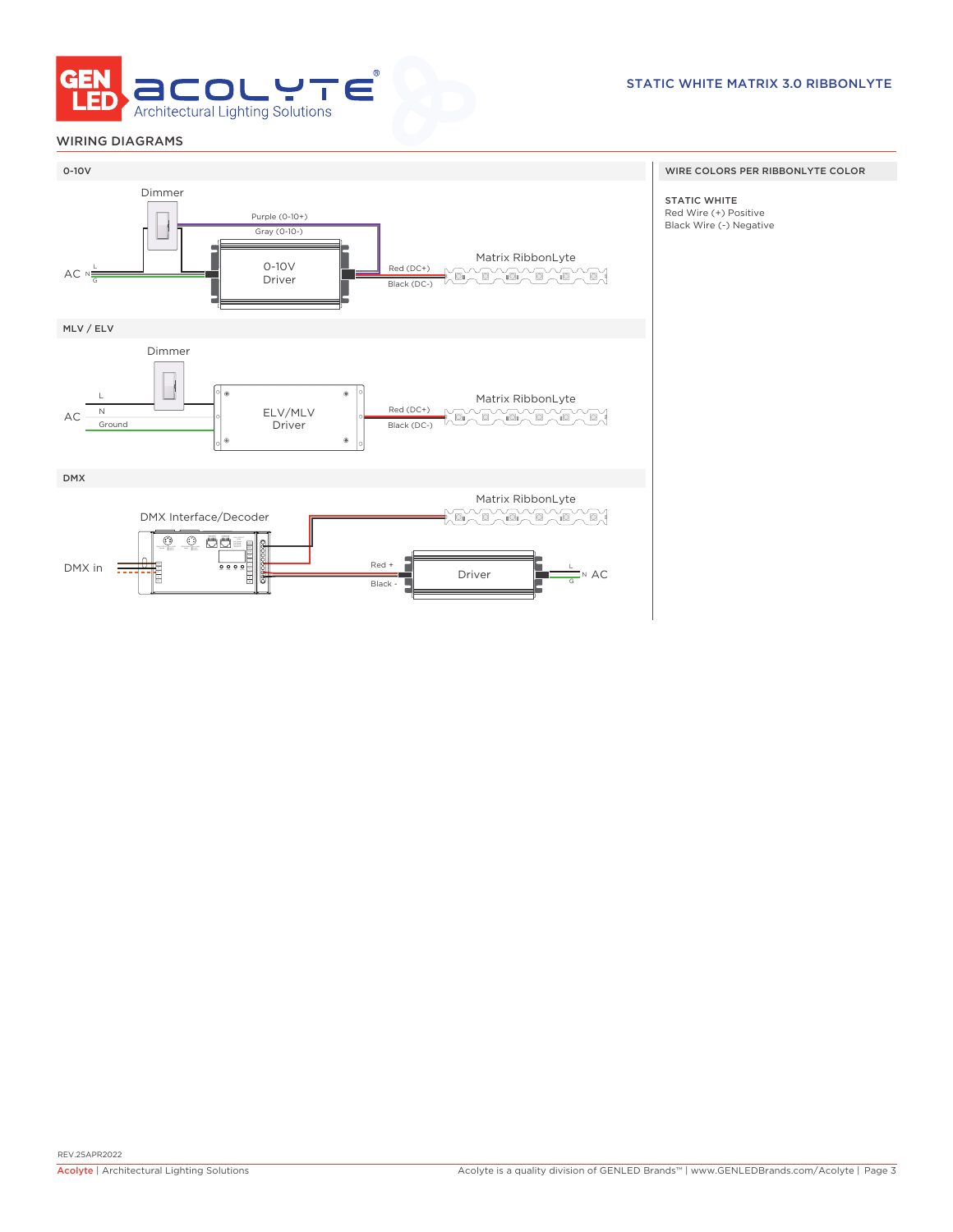## WIRING DIAGRAMS

### 0-10V

Dimmer

Purple (0-10+)

Gray (0-10-)

AC

L

N

G

0-10V
Driver

Red (DC+)

Black (DC-)

Matrix RibbonLyte

### MLV / ELV

Dimmer

L

N

AC

Ground

ELV/MLV
Driver

Red (DC+)

Black (DC-)

Matrix RibbonLyte

### DMX

Matrix RibbonLyte

DMX Interface/Decoder

DMX in

Red +

Black -

Driver

L

N

G

AC

### WIRE COLORS PER RIBBONLYTE COLOR

**STATIC WHITE**
Red Wire (+) Positive
Black Wire (-) Negative

REV.25APR2022